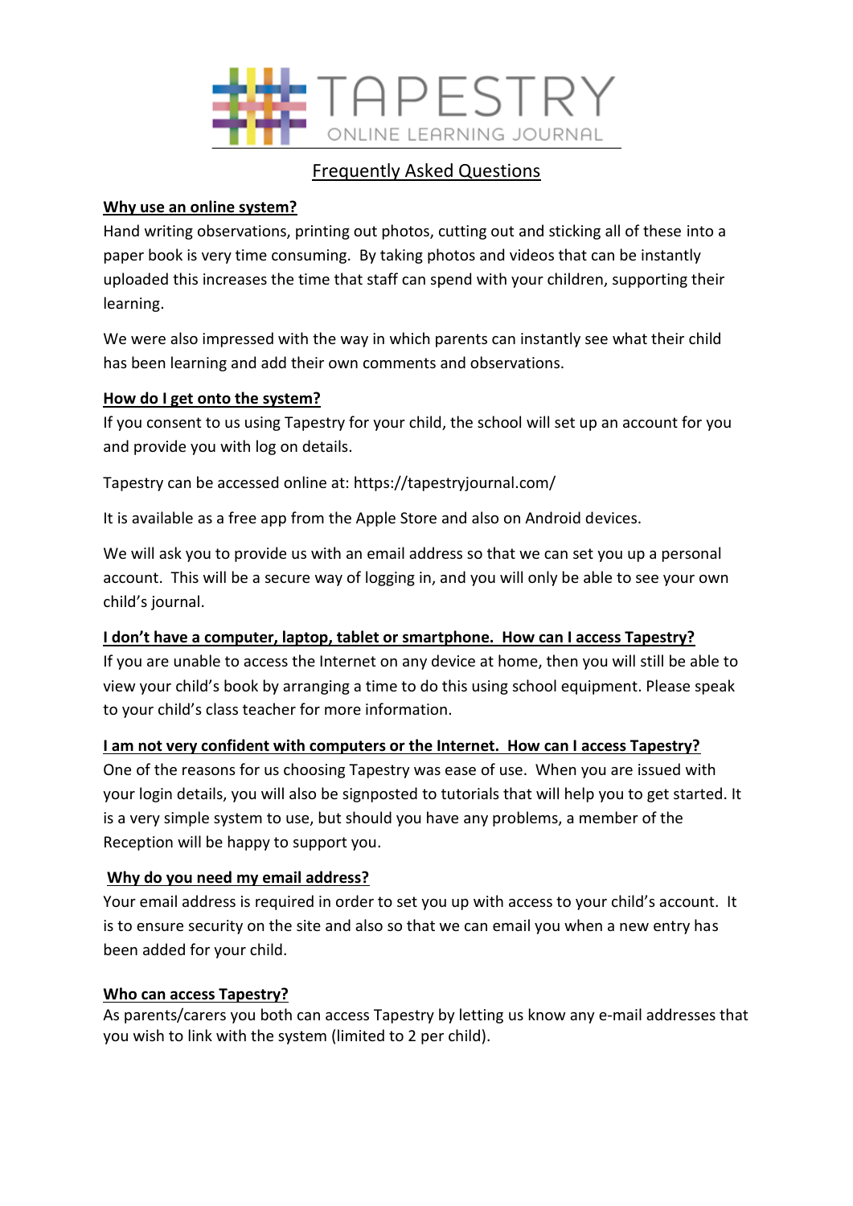# TAPESTRY

ONLINE LEARNING JOURNAL

## Frequently Asked Questions

**Why use an online system?**

Hand writing observations, printing out photos, cutting out and sticking all of these into a paper book is very time consuming. By taking photos and videos that can be instantly uploaded this increases the time that staff can spend with your children, supporting their learning.

We were also impressed with the way in which parents can instantly see what their child has been learning and add their own comments and observations.

**How do I get onto the system?**

If you consent to us using Tapestry for your child, the school will set up an account for you and provide you with log on details.

Tapestry can be accessed online at: https://tapestryjournal.com/

It is available as a free app from the Apple Store and also on Android devices.

We will ask you to provide us with an email address so that we can set you up a personal account. This will be a secure way of logging in, and you will only be able to see your own child's journal.

**I don't have a computer, laptop, tablet or smartphone. How can I access Tapestry?**

If you are unable to access the Internet on any device at home, then you will still be able to view your child's book by arranging a time to do this using school equipment. Please speak to your child's class teacher for more information.

**I am not very confident with computers or the Internet. How can I access Tapestry?**

One of the reasons for us choosing Tapestry was ease of use. When you are issued with your login details, you will also be signposted to tutorials that will help you to get started. It is a very simple system to use, but should you have any problems, a member of the Reception will be happy to support you.

**Why do you need my email address?**

Your email address is required in order to set you up with access to your child's account. It is to ensure security on the site and also so that we can email you when a new entry has been added for your child.

**Who can access Tapestry?**

As parents/carers you both can access Tapestry by letting us know any e-mail addresses that you wish to link with the system (limited to 2 per child).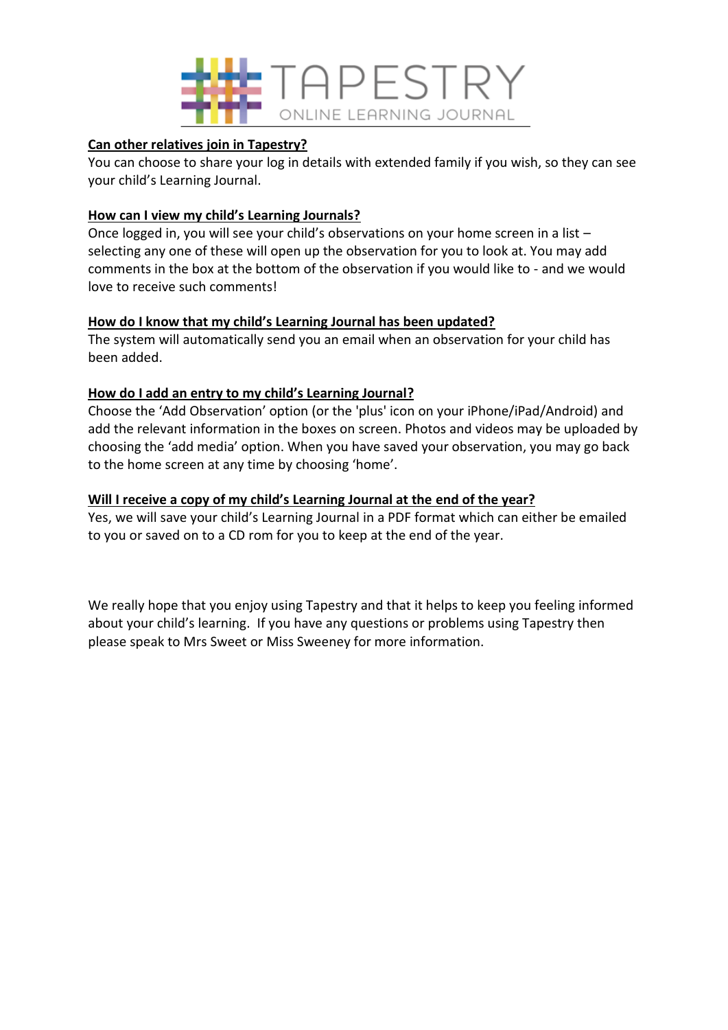TAPESTRY

ONLINE LEARNING JOURNAL

**Can other relatives join in Tapestry?**

You can choose to share your log in details with extended family if you wish, so they can see your child's Learning Journal.

**How can I view my child's Learning Journals?**

Once logged in, you will see your child's observations on your home screen in a list – selecting any one of these will open up the observation for you to look at. You may add comments in the box at the bottom of the observation if you would like to - and we would love to receive such comments!

**How do I know that my child's Learning Journal has been updated?**

The system will automatically send you an email when an observation for your child has been added.

**How do I add an entry to my child's Learning Journal?**

Choose the 'Add Observation' option (or the 'plus' icon on your iPhone/iPad/Android) and add the relevant information in the boxes on screen. Photos and videos may be uploaded by choosing the 'add media' option. When you have saved your observation, you may go back to the home screen at any time by choosing 'home'.

**Will I receive a copy of my child's Learning Journal at the end of the year?**

Yes, we will save your child's Learning Journal in a PDF format which can either be emailed to you or saved on to a CD rom for you to keep at the end of the year.

We really hope that you enjoy using Tapestry and that it helps to keep you feeling informed about your child's learning. If you have any questions or problems using Tapestry then please speak to Mrs Sweet or Miss Sweeney for more information.